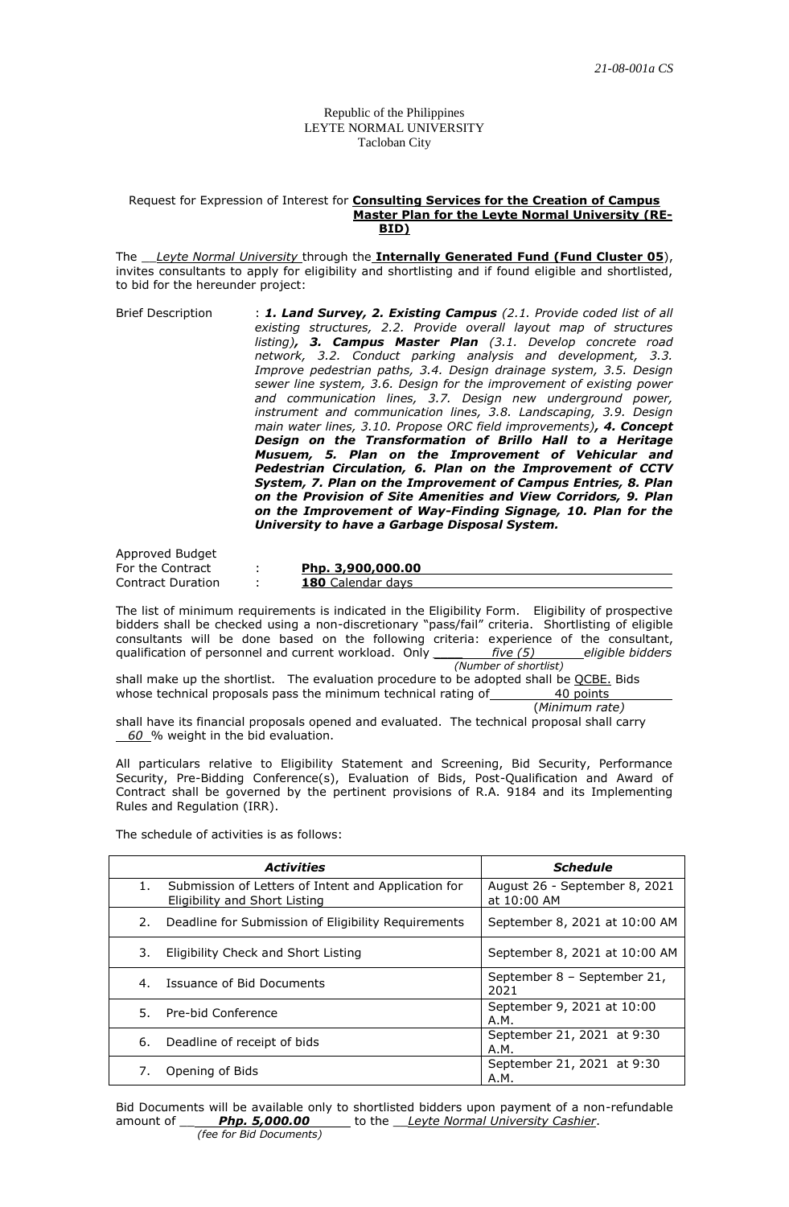*21-08-001a CS*

Republic of the Philippines
LEYTE NORMAL UNIVERSITY
Tacloban City

Request for Expression of Interest for **Consulting Services for the Creation of Campus Master Plan for the Leyte Normal University (RE-BID)**

The *Leyte Normal University* through the **Internally Generated Fund (Fund Cluster 05**), invites consultants to apply for eligibility and shortlisting and if found eligible and shortlisted, to bid for the hereunder project:

Brief Description : ***1. Land Survey, 2. Existing Campus*** *(2.1. Provide coded list of all existing structures, 2.2. Provide overall layout map of structures listing)****, 3. Campus Master Plan*** *(3.1. Develop concrete road network, 3.2. Conduct parking analysis and development, 3.3. Improve pedestrian paths, 3.4. Design drainage system, 3.5. Design sewer line system, 3.6. Design for the improvement of existing power and communication lines, 3.7. Design new underground power, instrument and communication lines, 3.8. Landscaping, 3.9. Design main water lines, 3.10. Propose ORC field improvements)****, 4. Concept Design on the Transformation of Brillo Hall to a Heritage Musuem, 5. Plan on the Improvement of Vehicular and Pedestrian Circulation, 6. Plan on the Improvement of CCTV System, 7. Plan on the Improvement of Campus Entries, 8. Plan on the Provision of Site Amenities and View Corridors, 9. Plan on the Improvement of Way-Finding Signage, 10. Plan for the University to have a Garbage Disposal System.***

Approved Budget
For the Contract : **Php. 3,900,000.00**
Contract Duration : **180** Calendar days

The list of minimum requirements is indicated in the Eligibility Form. Eligibility of prospective bidders shall be checked using a non-discretionary "pass/fail" criteria. Shortlisting of eligible consultants will be done based on the following criteria: experience of the consultant, qualification of personnel and current workload. Only *five (5)* *eligible bidders* *(Number of shortlist)* shall make up the shortlist. The evaluation procedure to be adopted shall be QCBE. Bids whose technical proposals pass the minimum technical rating of 40 points (*Minimum rate)* shall have its financial proposals opened and evaluated. The technical proposal shall carry *60* % weight in the bid evaluation.

All particulars relative to Eligibility Statement and Screening, Bid Security, Performance Security, Pre-Bidding Conference(s), Evaluation of Bids, Post-Qualification and Award of Contract shall be governed by the pertinent provisions of R.A. 9184 and its Implementing Rules and Regulation (IRR).

The schedule of activities is as follows:

| ***Activities*** | ***Schedule*** |
|---|---|
| 1. Submission of Letters of Intent and Application for Eligibility and Short Listing | August 26 - September 8, 2021 at 10:00 AM |
| 2. Deadline for Submission of Eligibility Requirements | September 8, 2021 at 10:00 AM |
| 3. Eligibility Check and Short Listing | September 8, 2021 at 10:00 AM |
| 4. Issuance of Bid Documents | September 8 – September 21, 2021 |
| 5. Pre-bid Conference | September 9, 2021 at 10:00 A.M. |
| 6. Deadline of receipt of bids | September 21, 2021 at 9:30 A.M. |
| 7. Opening of Bids | September 21, 2021 at 9:30 A.M. |

Bid Documents will be available only to shortlisted bidders upon payment of a non-refundable amount of ***Php. 5,000.00*** *(fee for Bid Documents)* to the *Leyte Normal University Cashier*.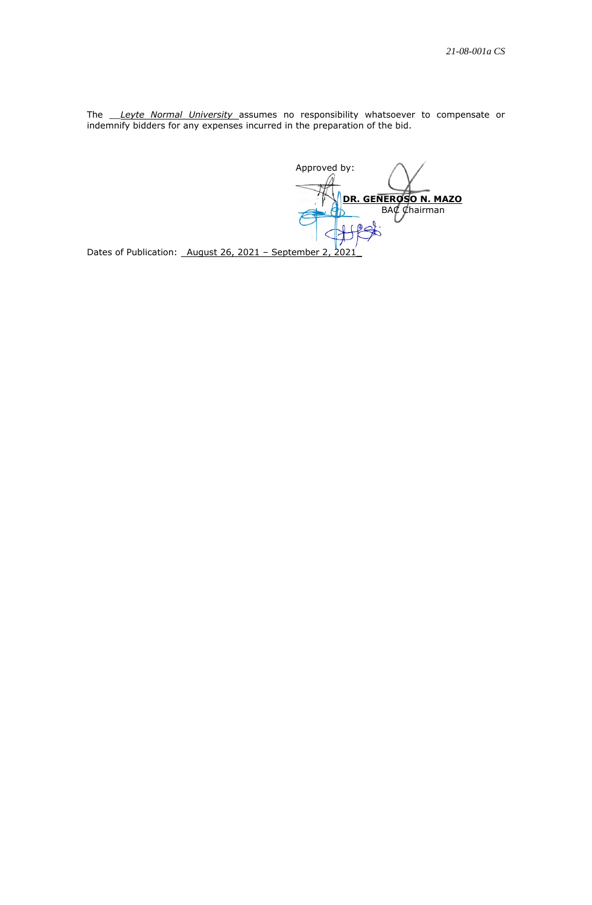21-08-001a CS

The *Leyte Normal University* assumes no responsibility whatsoever to compensate or indemnify bidders for any expenses incurred in the preparation of the bid.

Approved by:

**DR. GENEROSO N. MAZO**
BAC Chairman

Dates of Publication: August 26, 2021 – September 2, 2021